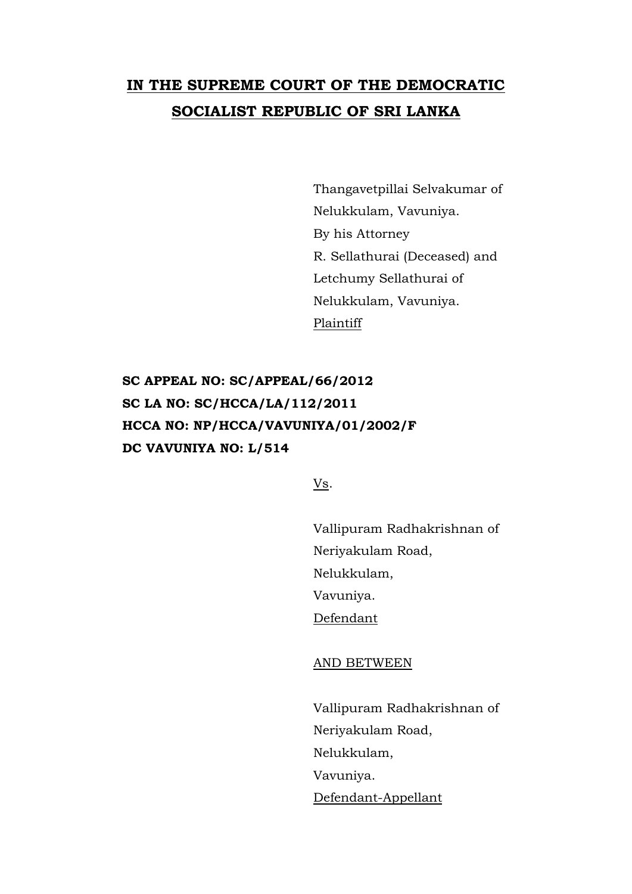# IN THE SUPREME COURT OF THE DEMOCRATIC SOCIALIST REPUBLIC OF SRI LANKA

Thangavetpillai Selvakumar of
Nelukkulam, Vavuniya.
By his Attorney
R. Sellathurai (Deceased) and
Letchumy Sellathurai of
Nelukkulam, Vavuniya.
Plaintiff

**SC APPEAL NO: SC/APPEAL/66/2012**
**SC LA NO: SC/HCCA/LA/112/2011**
**HCCA NO: NP/HCCA/VAVUNIYA/01/2002/F**
**DC VAVUNIYA NO: L/514**

Vs.

Vallipuram Radhakrishnan of
Neriyakulam Road,
Nelukkulam,
Vavuniya.
Defendant

AND BETWEEN

Vallipuram Radhakrishnan of
Neriyakulam Road,
Nelukkulam,
Vavuniya.
Defendant-Appellant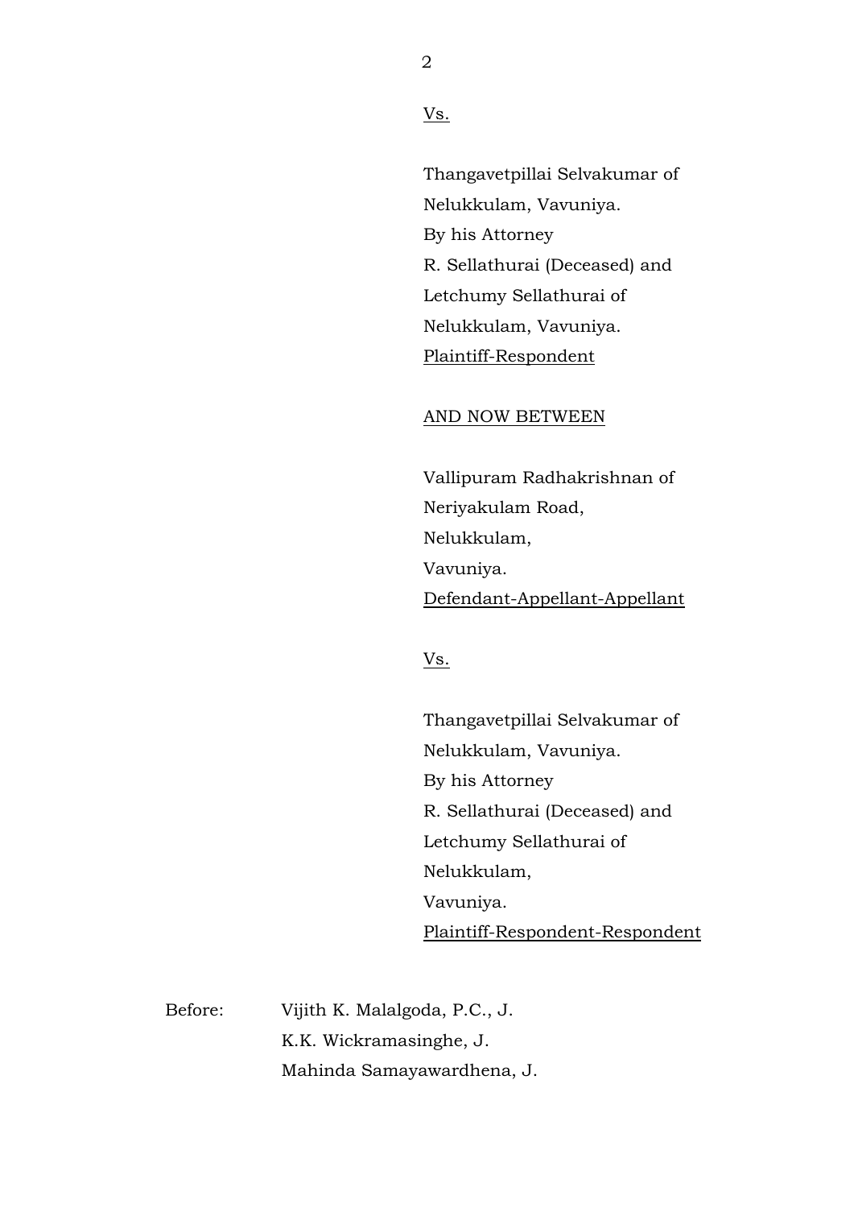Vs.

Thangavetpillai Selvakumar of
Nelukkulam, Vavuniya.
By his Attorney
R. Sellathurai (Deceased) and
Letchumy Sellathurai of
Nelukkulam, Vavuniya.
Plaintiff-Respondent

AND NOW BETWEEN

Vallipuram Radhakrishnan of
Neriyakulam Road,
Nelukkulam,
Vavuniya.
Defendant-Appellant-Appellant

Vs.

Thangavetpillai Selvakumar of
Nelukkulam, Vavuniya.
By his Attorney
R. Sellathurai (Deceased) and
Letchumy Sellathurai of
Nelukkulam,
Vavuniya.
Plaintiff-Respondent-Respondent

Before: Vijith K. Malalgoda, P.C., J.
K.K. Wickramasinghe, J.
Mahinda Samayawardhena, J.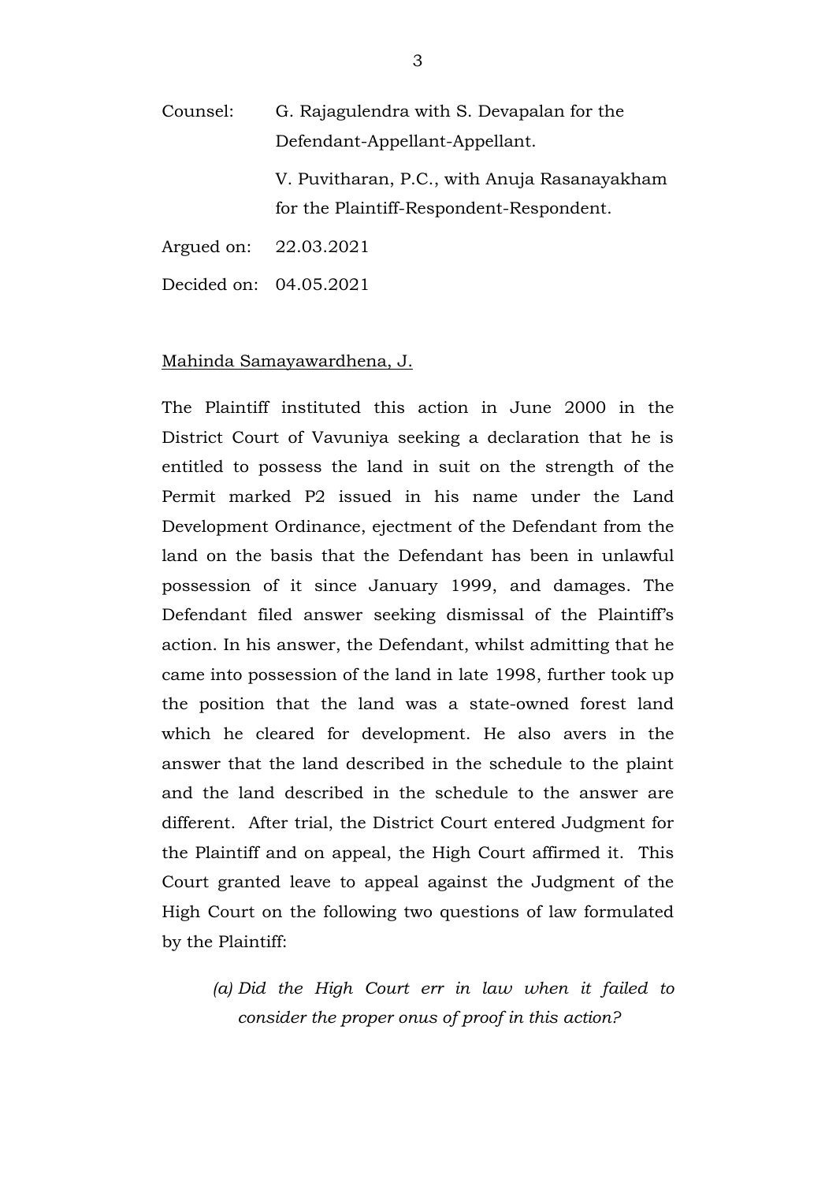Counsel: G. Rajagulendra with S. Devapalan for the Defendant-Appellant-Appellant.

V. Puvitharan, P.C., with Anuja Rasanayakham for the Plaintiff-Respondent-Respondent.

Argued on: 22.03.2021

Decided on: 04.05.2021

Mahinda Samayawardhena, J.

The Plaintiff instituted this action in June 2000 in the District Court of Vavuniya seeking a declaration that he is entitled to possess the land in suit on the strength of the Permit marked P2 issued in his name under the Land Development Ordinance, ejectment of the Defendant from the land on the basis that the Defendant has been in unlawful possession of it since January 1999, and damages. The Defendant filed answer seeking dismissal of the Plaintiff's action. In his answer, the Defendant, whilst admitting that he came into possession of the land in late 1998, further took up the position that the land was a state-owned forest land which he cleared for development. He also avers in the answer that the land described in the schedule to the plaint and the land described in the schedule to the answer are different. After trial, the District Court entered Judgment for the Plaintiff and on appeal, the High Court affirmed it. This Court granted leave to appeal against the Judgment of the High Court on the following two questions of law formulated by the Plaintiff:

(a) *Did the High Court err in law when it failed to consider the proper onus of proof in this action?*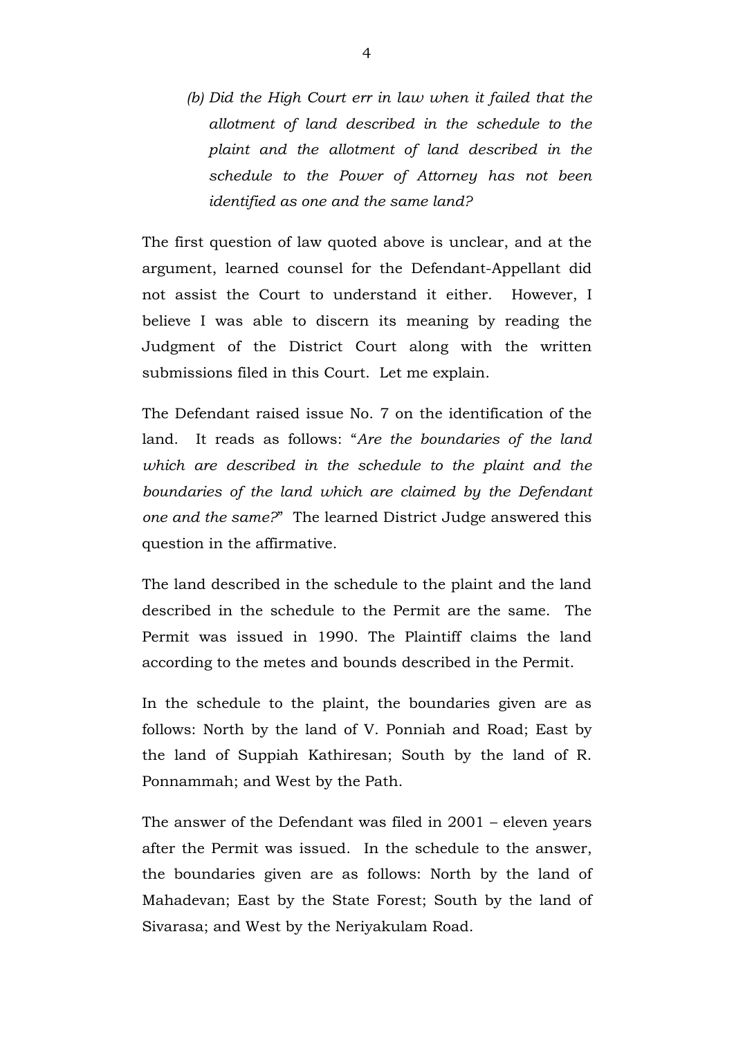*(b) Did the High Court err in law when it failed that the allotment of land described in the schedule to the plaint and the allotment of land described in the schedule to the Power of Attorney has not been identified as one and the same land?*

The first question of law quoted above is unclear, and at the argument, learned counsel for the Defendant-Appellant did not assist the Court to understand it either. However, I believe I was able to discern its meaning by reading the Judgment of the District Court along with the written submissions filed in this Court. Let me explain.

The Defendant raised issue No. 7 on the identification of the land. It reads as follows: "*Are the boundaries of the land which are described in the schedule to the plaint and the boundaries of the land which are claimed by the Defendant one and the same?*" The learned District Judge answered this question in the affirmative.

The land described in the schedule to the plaint and the land described in the schedule to the Permit are the same. The Permit was issued in 1990. The Plaintiff claims the land according to the metes and bounds described in the Permit.

In the schedule to the plaint, the boundaries given are as follows: North by the land of V. Ponniah and Road; East by the land of Suppiah Kathiresan; South by the land of R. Ponnammah; and West by the Path.

The answer of the Defendant was filed in 2001 – eleven years after the Permit was issued. In the schedule to the answer, the boundaries given are as follows: North by the land of Mahadevan; East by the State Forest; South by the land of Sivarasa; and West by the Neriyakulam Road.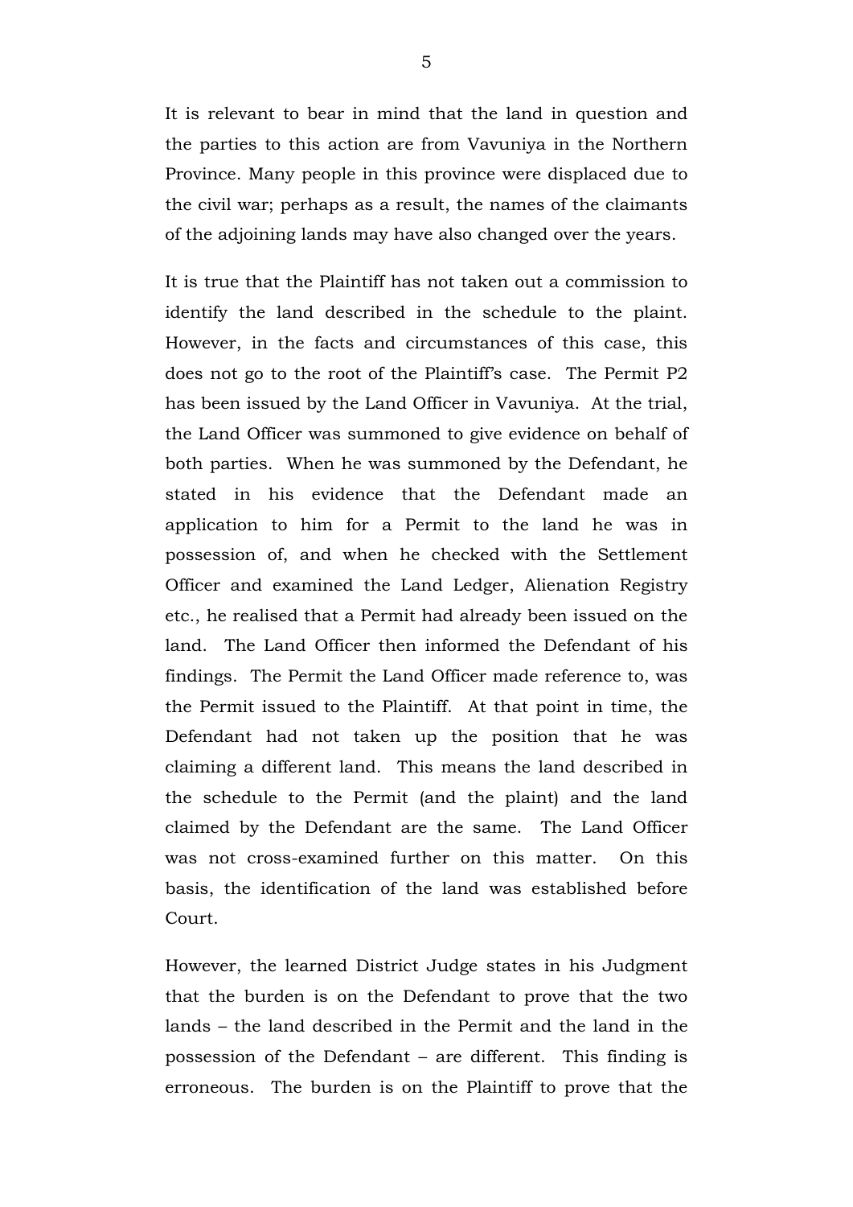It is relevant to bear in mind that the land in question and the parties to this action are from Vavuniya in the Northern Province. Many people in this province were displaced due to the civil war; perhaps as a result, the names of the claimants of the adjoining lands may have also changed over the years.

It is true that the Plaintiff has not taken out a commission to identify the land described in the schedule to the plaint. However, in the facts and circumstances of this case, this does not go to the root of the Plaintiff's case. The Permit P2 has been issued by the Land Officer in Vavuniya. At the trial, the Land Officer was summoned to give evidence on behalf of both parties. When he was summoned by the Defendant, he stated in his evidence that the Defendant made an application to him for a Permit to the land he was in possession of, and when he checked with the Settlement Officer and examined the Land Ledger, Alienation Registry etc., he realised that a Permit had already been issued on the land. The Land Officer then informed the Defendant of his findings. The Permit the Land Officer made reference to, was the Permit issued to the Plaintiff. At that point in time, the Defendant had not taken up the position that he was claiming a different land. This means the land described in the schedule to the Permit (and the plaint) and the land claimed by the Defendant are the same. The Land Officer was not cross-examined further on this matter. On this basis, the identification of the land was established before Court.

However, the learned District Judge states in his Judgment that the burden is on the Defendant to prove that the two lands – the land described in the Permit and the land in the possession of the Defendant – are different. This finding is erroneous. The burden is on the Plaintiff to prove that the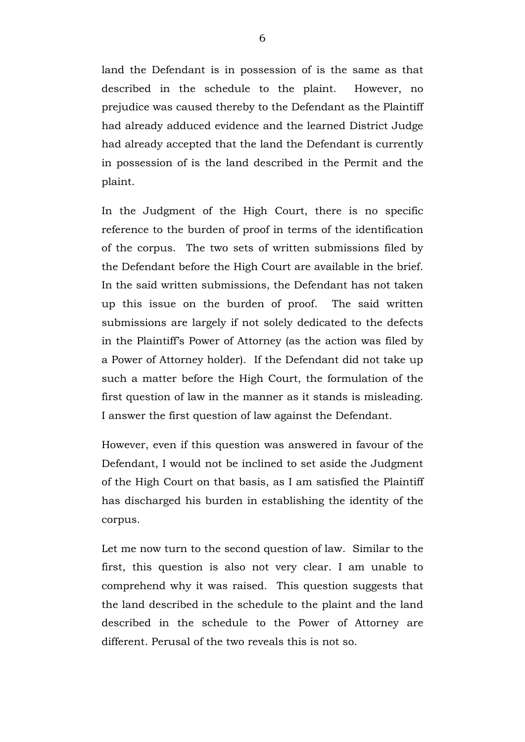land the Defendant is in possession of is the same as that described in the schedule to the plaint. However, no prejudice was caused thereby to the Defendant as the Plaintiff had already adduced evidence and the learned District Judge had already accepted that the land the Defendant is currently in possession of is the land described in the Permit and the plaint.

In the Judgment of the High Court, there is no specific reference to the burden of proof in terms of the identification of the corpus. The two sets of written submissions filed by the Defendant before the High Court are available in the brief. In the said written submissions, the Defendant has not taken up this issue on the burden of proof. The said written submissions are largely if not solely dedicated to the defects in the Plaintiff's Power of Attorney (as the action was filed by a Power of Attorney holder). If the Defendant did not take up such a matter before the High Court, the formulation of the first question of law in the manner as it stands is misleading. I answer the first question of law against the Defendant.

However, even if this question was answered in favour of the Defendant, I would not be inclined to set aside the Judgment of the High Court on that basis, as I am satisfied the Plaintiff has discharged his burden in establishing the identity of the corpus.

Let me now turn to the second question of law. Similar to the first, this question is also not very clear. I am unable to comprehend why it was raised. This question suggests that the land described in the schedule to the plaint and the land described in the schedule to the Power of Attorney are different. Perusal of the two reveals this is not so.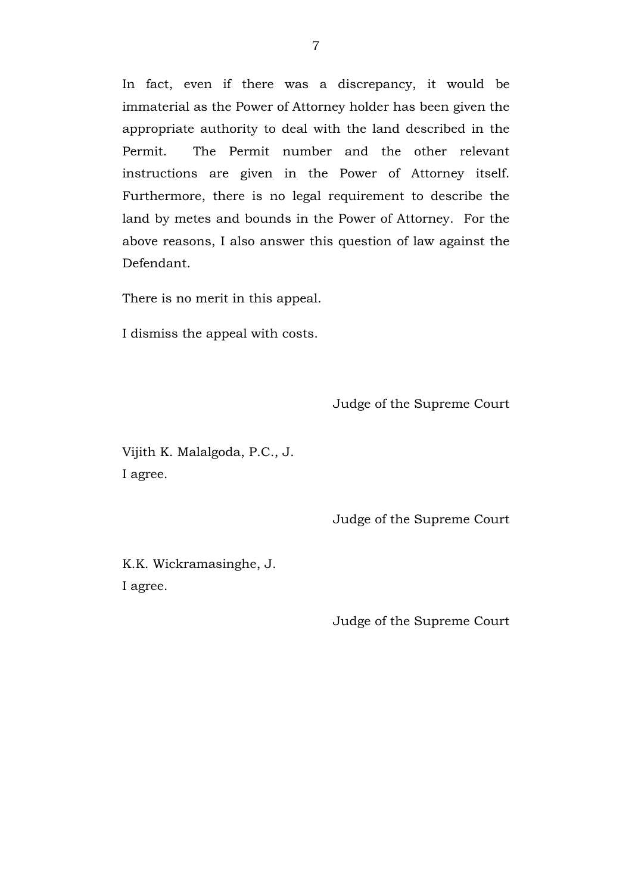In fact, even if there was a discrepancy, it would be immaterial as the Power of Attorney holder has been given the appropriate authority to deal with the land described in the Permit. The Permit number and the other relevant instructions are given in the Power of Attorney itself. Furthermore, there is no legal requirement to describe the land by metes and bounds in the Power of Attorney. For the above reasons, I also answer this question of law against the Defendant.

There is no merit in this appeal.

I dismiss the appeal with costs.

Judge of the Supreme Court

Vijith K. Malalgoda, P.C., J.
I agree.

Judge of the Supreme Court

K.K. Wickramasinghe, J.
I agree.

Judge of the Supreme Court